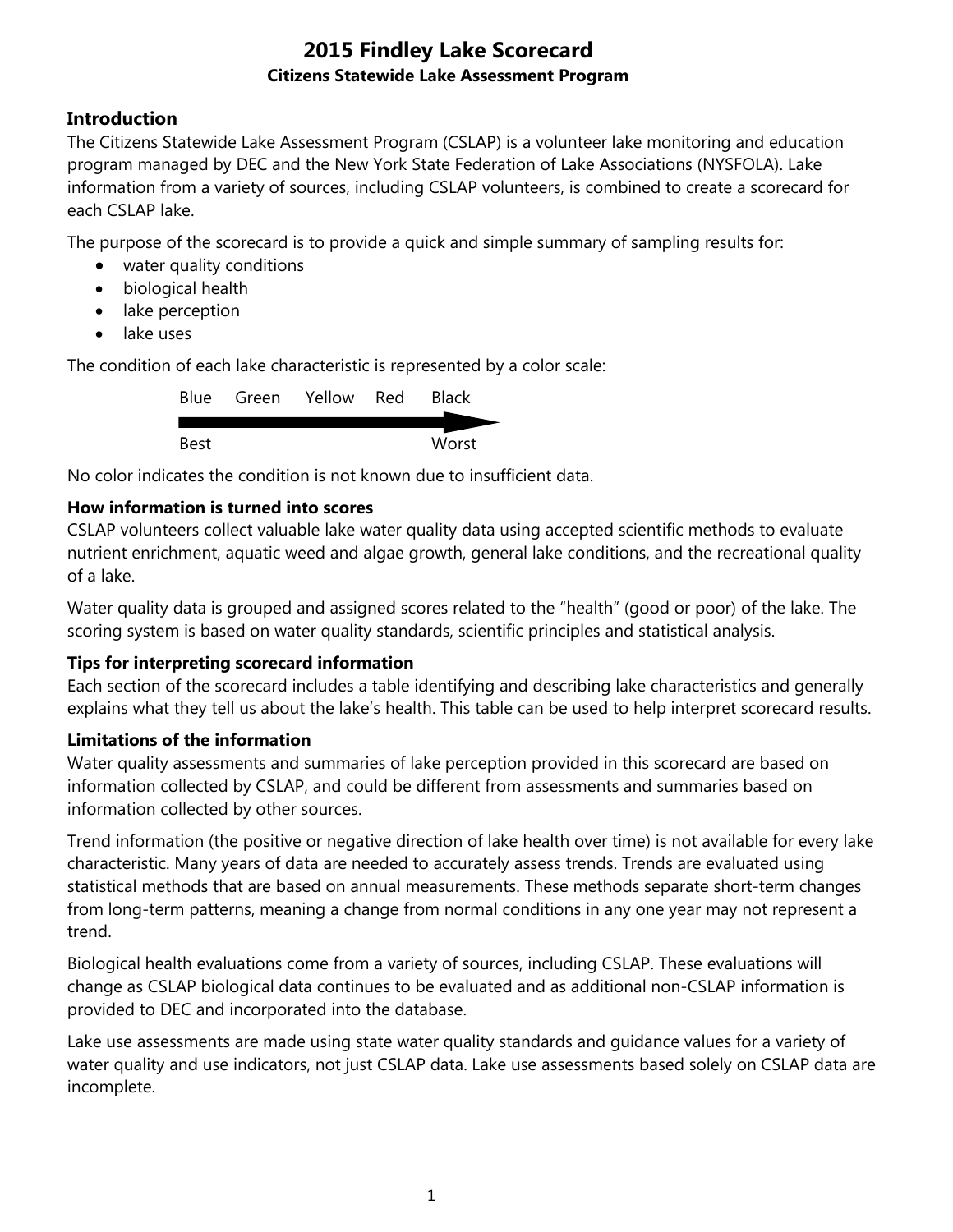# 2015 Findley Lake Scorecard

**Citizens Statewide Lake Assessment Program**

## Introduction

The Citizens Statewide Lake Assessment Program (CSLAP) is a volunteer lake monitoring and education program managed by DEC and the New York State Federation of Lake Associations (NYSFOLA). Lake information from a variety of sources, including CSLAP volunteers, is combined to create a scorecard for each CSLAP lake.

The purpose of the scorecard is to provide a quick and simple summary of sampling results for:

- water quality conditions
- biological health
- lake perception
- lake uses

The condition of each lake characteristic is represented by a color scale:

Blue Green Yellow Red Black

Best → Worst

No color indicates the condition is not known due to insufficient data.

### How information is turned into scores

CSLAP volunteers collect valuable lake water quality data using accepted scientific methods to evaluate nutrient enrichment, aquatic weed and algae growth, general lake conditions, and the recreational quality of a lake.

Water quality data is grouped and assigned scores related to the "health" (good or poor) of the lake. The scoring system is based on water quality standards, scientific principles and statistical analysis.

### Tips for interpreting scorecard information

Each section of the scorecard includes a table identifying and describing lake characteristics and generally explains what they tell us about the lake's health. This table can be used to help interpret scorecard results.

### Limitations of the information

Water quality assessments and summaries of lake perception provided in this scorecard are based on information collected by CSLAP, and could be different from assessments and summaries based on information collected by other sources.

Trend information (the positive or negative direction of lake health over time) is not available for every lake characteristic. Many years of data are needed to accurately assess trends. Trends are evaluated using statistical methods that are based on annual measurements. These methods separate short-term changes from long-term patterns, meaning a change from normal conditions in any one year may not represent a trend.

Biological health evaluations come from a variety of sources, including CSLAP. These evaluations will change as CSLAP biological data continues to be evaluated and as additional non-CSLAP information is provided to DEC and incorporated into the database.

Lake use assessments are made using state water quality standards and guidance values for a variety of water quality and use indicators, not just CSLAP data. Lake use assessments based solely on CSLAP data are incomplete.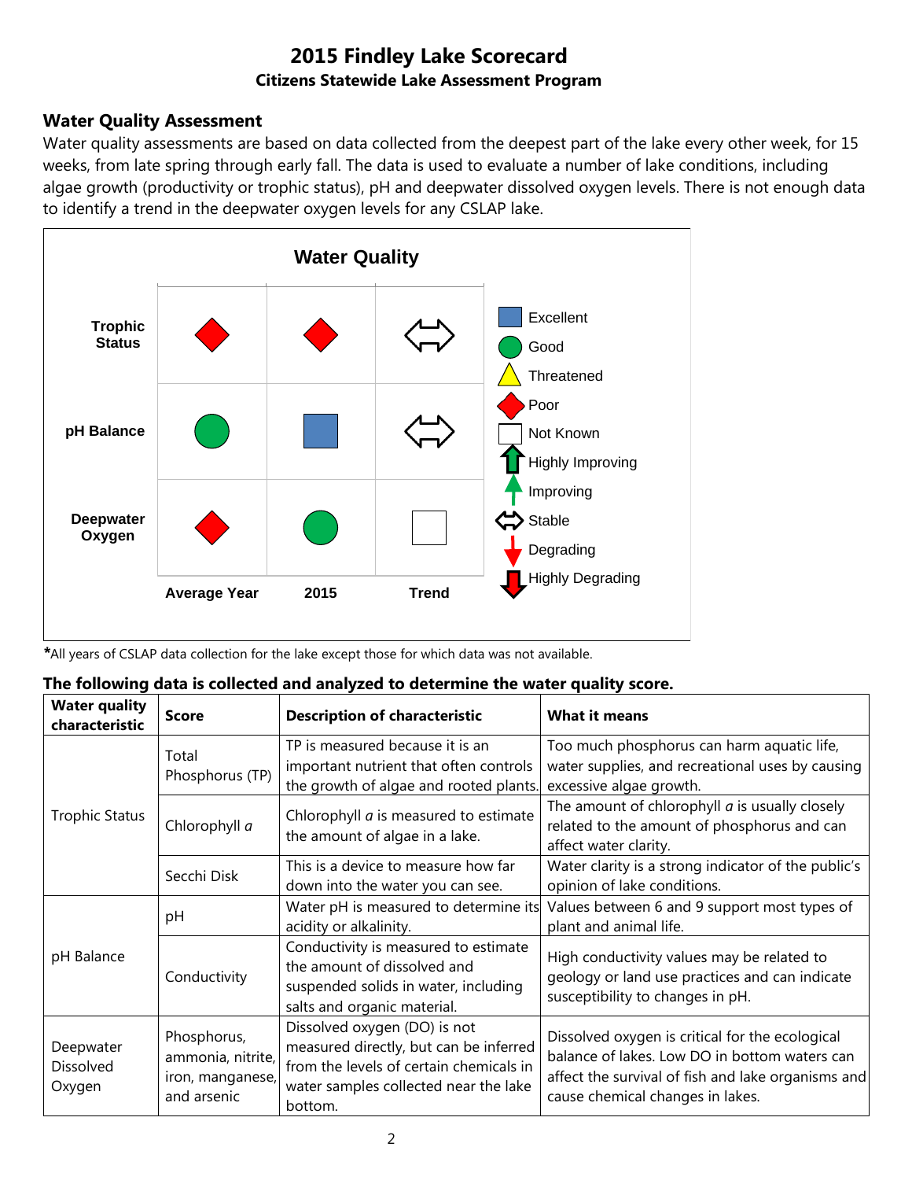# 2015 Findley Lake Scorecard

**Citizens Statewide Lake Assessment Program**

## Water Quality Assessment

Water quality assessments are based on data collected from the deepest part of the lake every other week, for 15 weeks, from late spring through early fall. The data is used to evaluate a number of lake conditions, including algae growth (productivity or trophic status), pH and deepwater dissolved oxygen levels. There is not enough data to identify a trend in the deepwater oxygen levels for any CSLAP lake.

**Water Quality**

| | Average Year | 2015 | Trend |
|---|---|---|---|
| Trophic Status | Poor | Poor | Stable |
| pH Balance | Good | Excellent | Stable |
| Deepwater Oxygen | Poor | Good | Not Known |

Legend: Excellent, Good, Threatened, Poor, Not Known, Highly Improving, Improving, Stable, Degrading, Highly Degrading

*All years of CSLAP data collection for the lake except those for which data was not available.

**The following data is collected and analyzed to determine the water quality score.**

| Water quality characteristic | Score | Description of characteristic | What it means |
|---|---|---|---|
| Trophic Status | Total Phosphorus (TP) | TP is measured because it is an important nutrient that often controls the growth of algae and rooted plants. | Too much phosphorus can harm aquatic life, water supplies, and recreational uses by causing excessive algae growth. |
| | Chlorophyll *a* | Chlorophyll *a* is measured to estimate the amount of algae in a lake. | The amount of chlorophyll *a* is usually closely related to the amount of phosphorus and can affect water clarity. |
| | Secchi Disk | This is a device to measure how far down into the water you can see. | Water clarity is a strong indicator of the public's opinion of lake conditions. |
| pH Balance | pH | Water pH is measured to determine its acidity or alkalinity. | Values between 6 and 9 support most types of plant and animal life. |
| | Conductivity | Conductivity is measured to estimate the amount of dissolved and suspended solids in water, including salts and organic material. | High conductivity values may be related to geology or land use practices and can indicate susceptibility to changes in pH. |
| Deepwater Dissolved Oxygen | Phosphorus, ammonia, nitrite, iron, manganese, and arsenic | Dissolved oxygen (DO) is not measured directly, but can be inferred from the levels of certain chemicals in water samples collected near the lake bottom. | Dissolved oxygen is critical for the ecological balance of lakes. Low DO in bottom waters can affect the survival of fish and lake organisms and cause chemical changes in lakes. |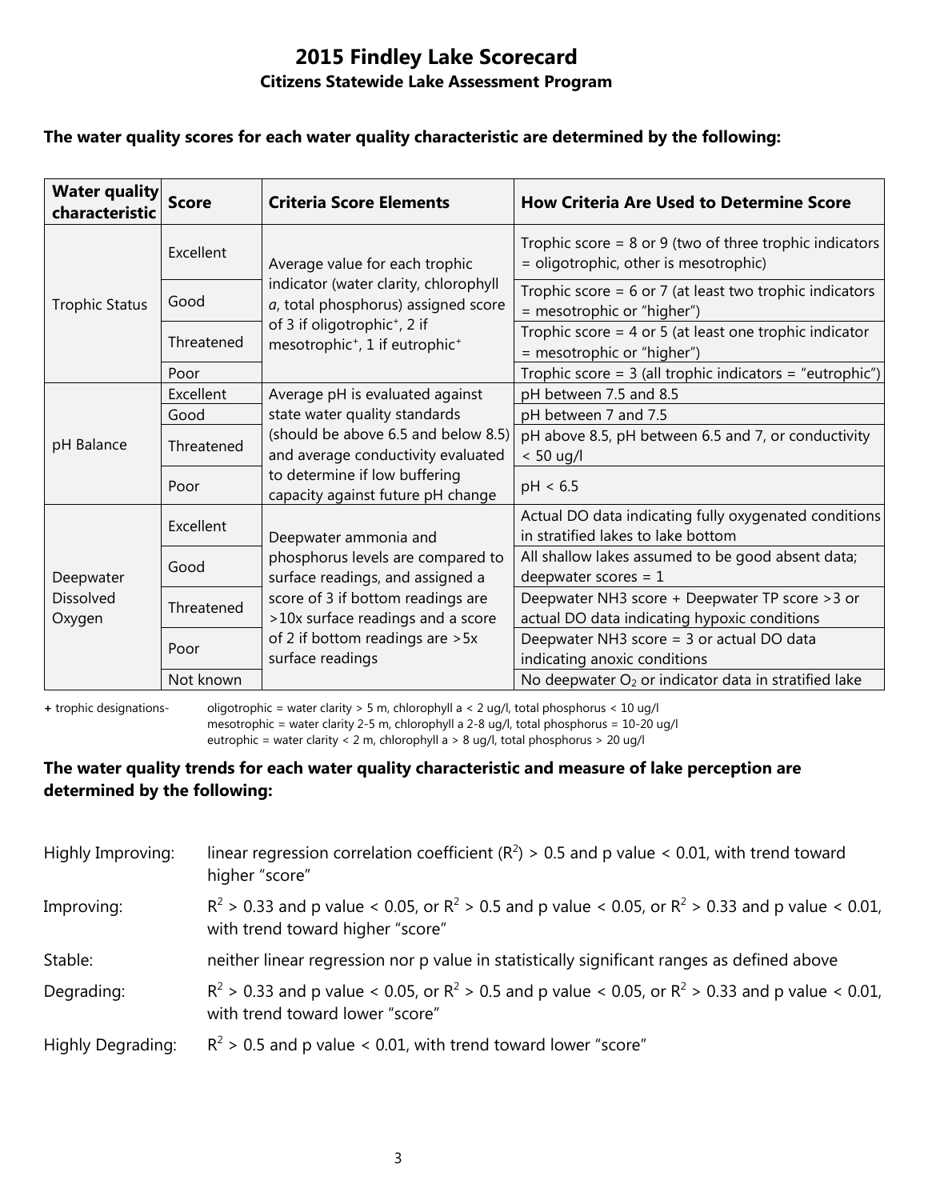# 2015 Findley Lake Scorecard

## Citizens Statewide Lake Assessment Program

**The water quality scores for each water quality characteristic are determined by the following:**

| Water quality characteristic | Score | Criteria Score Elements | How Criteria Are Used to Determine Score |
|---|---|---|---|
| Trophic Status | Excellent | Average value for each trophic indicator (water clarity, chlorophyll *a*, total phosphorus) assigned score of 3 if oligotrophic+, 2 if mesotrophic+, 1 if eutrophic+ | Trophic score = 8 or 9 (two of three trophic indicators = oligotrophic, other is mesotrophic) |
| | Good | | Trophic score = 6 or 7 (at least two trophic indicators = mesotrophic or "higher") |
| | Threatened | | Trophic score = 4 or 5 (at least one trophic indicator = mesotrophic or "higher") |
| | Poor | | Trophic score = 3 (all trophic indicators = "eutrophic") |
| pH Balance | Excellent | Average pH is evaluated against state water quality standards (should be above 6.5 and below 8.5) and average conductivity evaluated to determine if low buffering capacity against future pH change | pH between 7.5 and 8.5 |
| | Good | | pH between 7 and 7.5 |
| | Threatened | | pH above 8.5, pH between 6.5 and 7, or conductivity < 50 ug/l |
| | Poor | | pH < 6.5 |
| Deepwater Dissolved Oxygen | Excellent | Deepwater ammonia and phosphorus levels are compared to surface readings, and assigned a score of 3 if bottom readings are >10x surface readings and a score of 2 if bottom readings are >5x surface readings | Actual DO data indicating fully oxygenated conditions in stratified lakes to lake bottom |
| | Good | | All shallow lakes assumed to be good absent data; deepwater scores = 1 |
| | Threatened | | Deepwater NH3 score + Deepwater TP score >3 or actual DO data indicating hypoxic conditions |
| | Poor | | Deepwater NH3 score = 3 or actual DO data indicating anoxic conditions |
| | Not known | | No deepwater $O_2$ or indicator data in stratified lake |

**+** trophic designations- oligotrophic = water clarity > 5 m, chlorophyll a < 2 ug/l, total phosphorus < 10 ug/l
mesotrophic = water clarity 2-5 m, chlorophyll a 2-8 ug/l, total phosphorus = 10-20 ug/l
eutrophic = water clarity < 2 m, chlorophyll a > 8 ug/l, total phosphorus > 20 ug/l

**The water quality trends for each water quality characteristic and measure of lake perception are determined by the following:**

Highly Improving: linear regression correlation coefficient ($R^2$) > 0.5 and p value < 0.01, with trend toward higher "score"

Improving: $R^2$ > 0.33 and p value < 0.05, or $R^2$ > 0.5 and p value < 0.05, or $R^2$ > 0.33 and p value < 0.01, with trend toward higher "score"

Stable: neither linear regression nor p value in statistically significant ranges as defined above

Degrading: $R^2$ > 0.33 and p value < 0.05, or $R^2$ > 0.5 and p value < 0.05, or $R^2$ > 0.33 and p value < 0.01, with trend toward lower "score"

Highly Degrading: $R^2$ > 0.5 and p value < 0.01, with trend toward lower "score"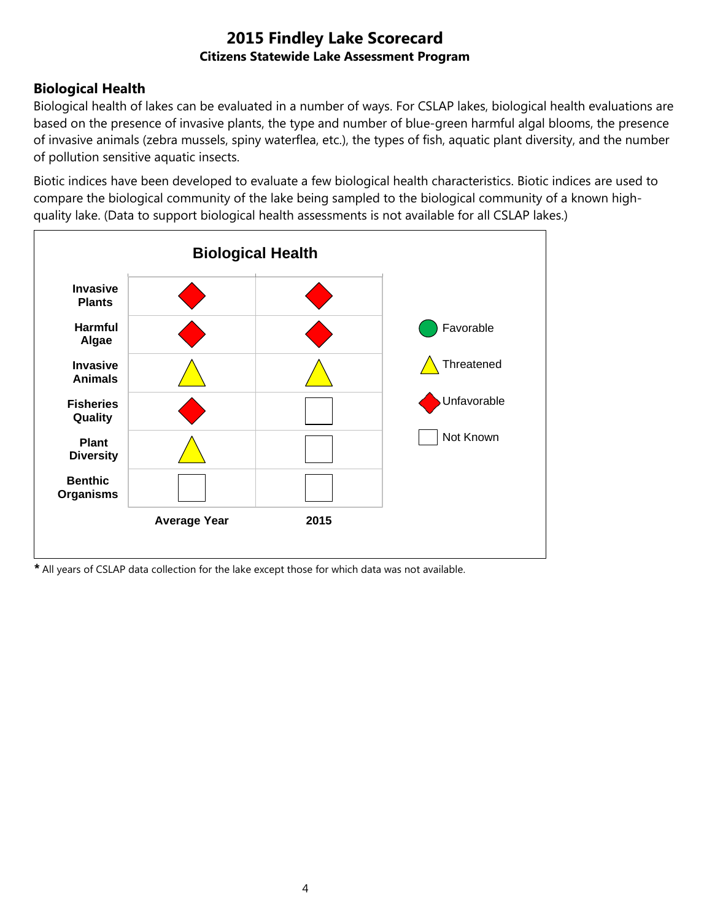# 2015 Findley Lake Scorecard

**Citizens Statewide Lake Assessment Program**

## Biological Health

Biological health of lakes can be evaluated in a number of ways. For CSLAP lakes, biological health evaluations are based on the presence of invasive plants, the type and number of blue-green harmful algal blooms, the presence of invasive animals (zebra mussels, spiny waterflea, etc.), the types of fish, aquatic plant diversity, and the number of pollution sensitive aquatic insects.

Biotic indices have been developed to evaluate a few biological health characteristics. Biotic indices are used to compare the biological community of the lake being sampled to the biological community of a known high-quality lake. (Data to support biological health assessments is not available for all CSLAP lakes.)

**Biological Health**

| | Average Year | 2015 |
|---|---|---|
| **Invasive Plants** | Unfavorable | Unfavorable |
| **Harmful Algae** | Unfavorable | Unfavorable |
| **Invasive Animals** | Threatened | Threatened |
| **Fisheries Quality** | Unfavorable | Not Known |
| **Plant Diversity** | Threatened | Not Known |
| **Benthic Organisms** | Not Known | Not Known |

Legend: Favorable, Threatened, Unfavorable, Not Known

**\*** All years of CSLAP data collection for the lake except those for which data was not available.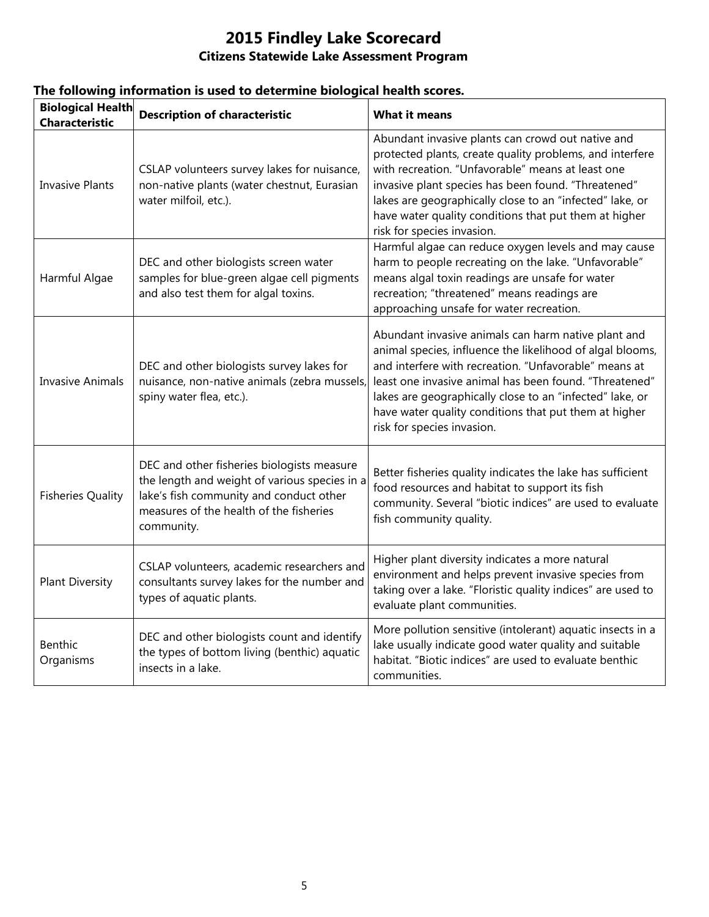# 2015 Findley Lake Scorecard

## Citizens Statewide Lake Assessment Program

### The following information is used to determine biological health scores.

| Biological Health Characteristic | Description of characteristic | What it means |
|---|---|---|
| Invasive Plants | CSLAP volunteers survey lakes for nuisance, non-native plants (water chestnut, Eurasian water milfoil, etc.). | Abundant invasive plants can crowd out native and protected plants, create quality problems, and interfere with recreation. "Unfavorable" means at least one invasive plant species has been found. "Threatened" lakes are geographically close to an "infected" lake, or have water quality conditions that put them at higher risk for species invasion. |
| Harmful Algae | DEC and other biologists screen water samples for blue-green algae cell pigments and also test them for algal toxins. | Harmful algae can reduce oxygen levels and may cause harm to people recreating on the lake. "Unfavorable" means algal toxin readings are unsafe for water recreation; "threatened" means readings are approaching unsafe for water recreation. |
| Invasive Animals | DEC and other biologists survey lakes for nuisance, non-native animals (zebra mussels, spiny water flea, etc.). | Abundant invasive animals can harm native plant and animal species, influence the likelihood of algal blooms, and interfere with recreation. "Unfavorable" means at least one invasive animal has been found. "Threatened" lakes are geographically close to an "infected" lake, or have water quality conditions that put them at higher risk for species invasion. |
| Fisheries Quality | DEC and other fisheries biologists measure the length and weight of various species in a lake's fish community and conduct other measures of the health of the fisheries community. | Better fisheries quality indicates the lake has sufficient food resources and habitat to support its fish community. Several "biotic indices" are used to evaluate fish community quality. |
| Plant Diversity | CSLAP volunteers, academic researchers and consultants survey lakes for the number and types of aquatic plants. | Higher plant diversity indicates a more natural environment and helps prevent invasive species from taking over a lake. "Floristic quality indices" are used to evaluate plant communities. |
| Benthic Organisms | DEC and other biologists count and identify the types of bottom living (benthic) aquatic insects in a lake. | More pollution sensitive (intolerant) aquatic insects in a lake usually indicate good water quality and suitable habitat. "Biotic indices" are used to evaluate benthic communities. |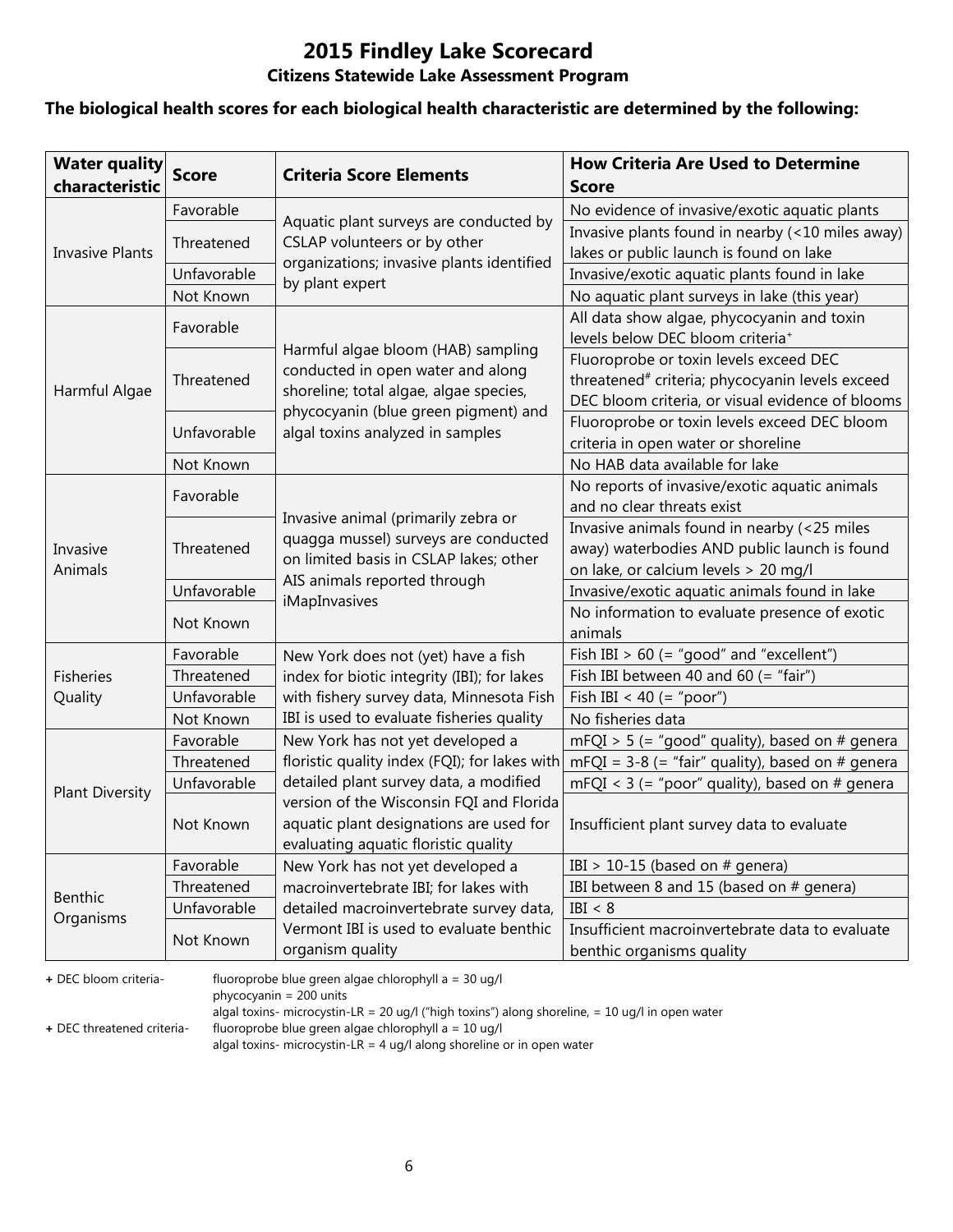# 2015 Findley Lake Scorecard

## Citizens Statewide Lake Assessment Program

**The biological health scores for each biological health characteristic are determined by the following:**

| Water quality characteristic | Score | Criteria Score Elements | How Criteria Are Used to Determine Score |
|---|---|---|---|
| Invasive Plants | Favorable | Aquatic plant surveys are conducted by CSLAP volunteers or by other organizations; invasive plants identified by plant expert | No evidence of invasive/exotic aquatic plants |
| | Threatened | | Invasive plants found in nearby (<10 miles away) lakes or public launch is found on lake |
| | Unfavorable | | Invasive/exotic aquatic plants found in lake |
| | Not Known | | No aquatic plant surveys in lake (this year) |
| Harmful Algae | Favorable | Harmful algae bloom (HAB) sampling conducted in open water and along shoreline; total algae, algae species, phycocyanin (blue green pigment) and algal toxins analyzed in samples | All data show algae, phycocyanin and toxin levels below DEC bloom criteria+ |
| | Threatened | | Fluoroprobe or toxin levels exceed DEC threatened# criteria; phycocyanin levels exceed DEC bloom criteria, or visual evidence of blooms |
| | Unfavorable | | Fluoroprobe or toxin levels exceed DEC bloom criteria in open water or shoreline |
| | Not Known | | No HAB data available for lake |
| Invasive Animals | Favorable | Invasive animal (primarily zebra or quagga mussel) surveys are conducted on limited basis in CSLAP lakes; other AIS animals reported through iMapInvasives | No reports of invasive/exotic aquatic animals and no clear threats exist |
| | Threatened | | Invasive animals found in nearby (<25 miles away) waterbodies AND public launch is found on lake, or calcium levels > 20 mg/l |
| | Unfavorable | | Invasive/exotic aquatic animals found in lake |
| | Not Known | | No information to evaluate presence of exotic animals |
| Fisheries Quality | Favorable | New York does not (yet) have a fish index for biotic integrity (IBI); for lakes with fishery survey data, Minnesota Fish IBI is used to evaluate fisheries quality | Fish IBI > 60 (= "good" and "excellent") |
| | Threatened | | Fish IBI between 40 and 60 (= "fair") |
| | Unfavorable | | Fish IBI < 40 (= "poor") |
| | Not Known | | No fisheries data |
| Plant Diversity | Favorable | New York has not yet developed a floristic quality index (FQI); for lakes with detailed plant survey data, a modified version of the Wisconsin FQI and Florida aquatic plant designations are used for evaluating aquatic floristic quality | mFQI > 5 (= "good" quality), based on # genera |
| | Threatened | | mFQI = 3-8 (= "fair" quality), based on # genera |
| | Unfavorable | | mFQI < 3 (= "poor" quality), based on # genera |
| | Not Known | | Insufficient plant survey data to evaluate |
| Benthic Organisms | Favorable | New York has not yet developed a macroinvertebrate IBI; for lakes with detailed macroinvertebrate survey data, Vermont IBI is used to evaluate benthic organism quality | IBI > 10-15 (based on # genera) |
| | Threatened | | IBI between 8 and 15 (based on # genera) |
| | Unfavorable | | IBI < 8 |
| | Not Known | | Insufficient macroinvertebrate data to evaluate benthic organisms quality |

+ DEC bloom criteria- fluoroprobe blue green algae chlorophyll a = 30 ug/l
phycocyanin = 200 units
algal toxins- microcystin-LR = 20 ug/l ("high toxins") along shoreline, = 10 ug/l in open water

+ DEC threatened criteria- fluoroprobe blue green algae chlorophyll a = 10 ug/l
algal toxins- microcystin-LR = 4 ug/l along shoreline or in open water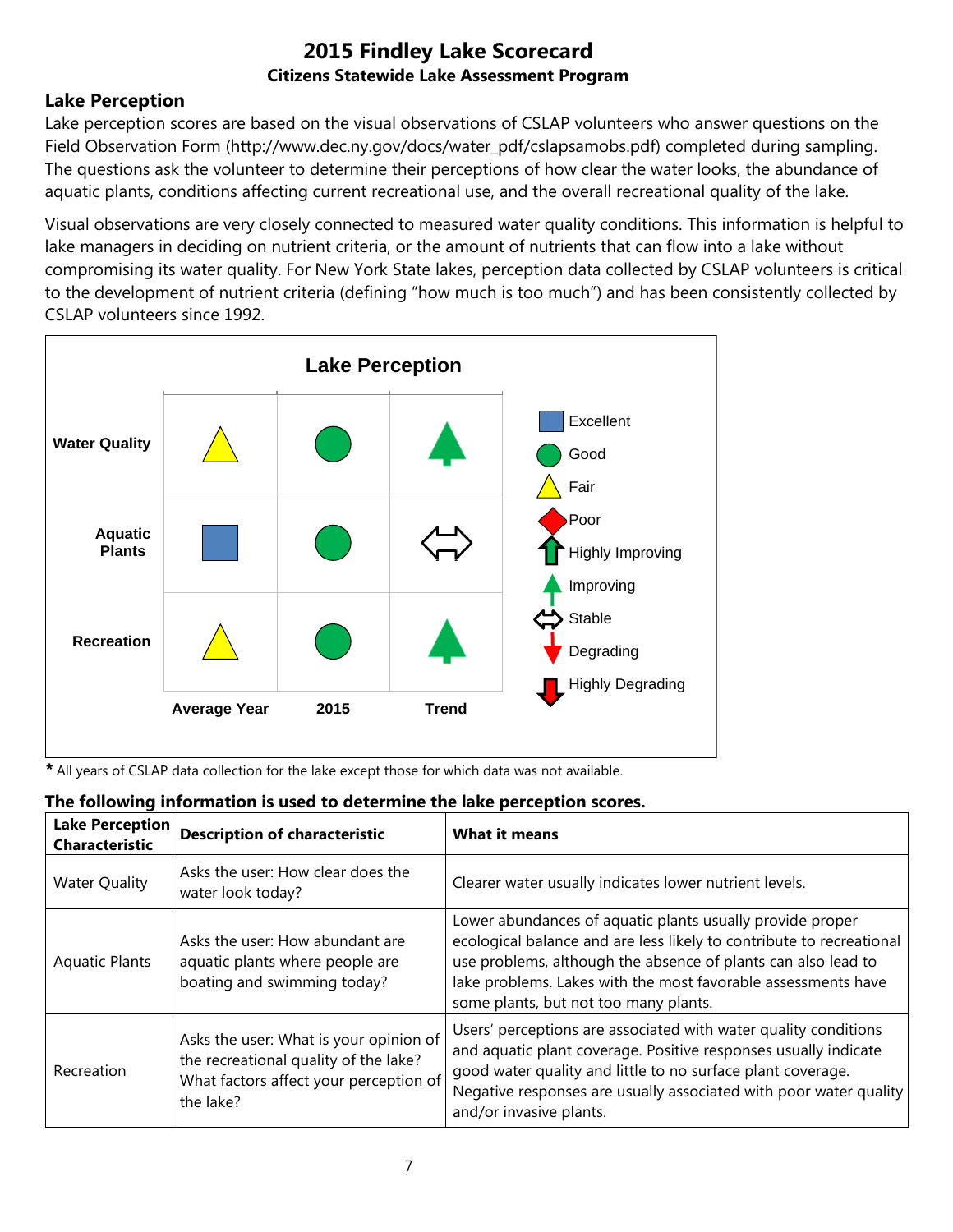# 2015 Findley Lake Scorecard

### Citizens Statewide Lake Assessment Program

## Lake Perception

Lake perception scores are based on the visual observations of CSLAP volunteers who answer questions on the Field Observation Form (http://www.dec.ny.gov/docs/water_pdf/cslapsamobs.pdf) completed during sampling. The questions ask the volunteer to determine their perceptions of how clear the water looks, the abundance of aquatic plants, conditions affecting current recreational use, and the overall recreational quality of the lake.

Visual observations are very closely connected to measured water quality conditions. This information is helpful to lake managers in deciding on nutrient criteria, or the amount of nutrients that can flow into a lake without compromising its water quality. For New York State lakes, perception data collected by CSLAP volunteers is critical to the development of nutrient criteria (defining "how much is too much") and has been consistently collected by CSLAP volunteers since 1992.

**Lake Perception**

| | Average Year | 2015 | Trend |
|---|---|---|---|
| Water Quality | Fair | Good | Improving |
| Aquatic Plants | Excellent | Good | Stable |
| Recreation | Fair | Good | Improving |

Legend: Excellent, Good, Fair, Poor, Highly Improving, Improving, Stable, Degrading, Highly Degrading

**\*** All years of CSLAP data collection for the lake except those for which data was not available.

**The following information is used to determine the lake perception scores.**

| Lake Perception Characteristic | Description of characteristic | What it means |
|---|---|---|
| Water Quality | Asks the user: How clear does the water look today? | Clearer water usually indicates lower nutrient levels. |
| Aquatic Plants | Asks the user: How abundant are aquatic plants where people are boating and swimming today? | Lower abundances of aquatic plants usually provide proper ecological balance and are less likely to contribute to recreational use problems, although the absence of plants can also lead to lake problems. Lakes with the most favorable assessments have some plants, but not too many plants. |
| Recreation | Asks the user: What is your opinion of the recreational quality of the lake? What factors affect your perception of the lake? | Users' perceptions are associated with water quality conditions and aquatic plant coverage. Positive responses usually indicate good water quality and little to no surface plant coverage. Negative responses are usually associated with poor water quality and/or invasive plants. |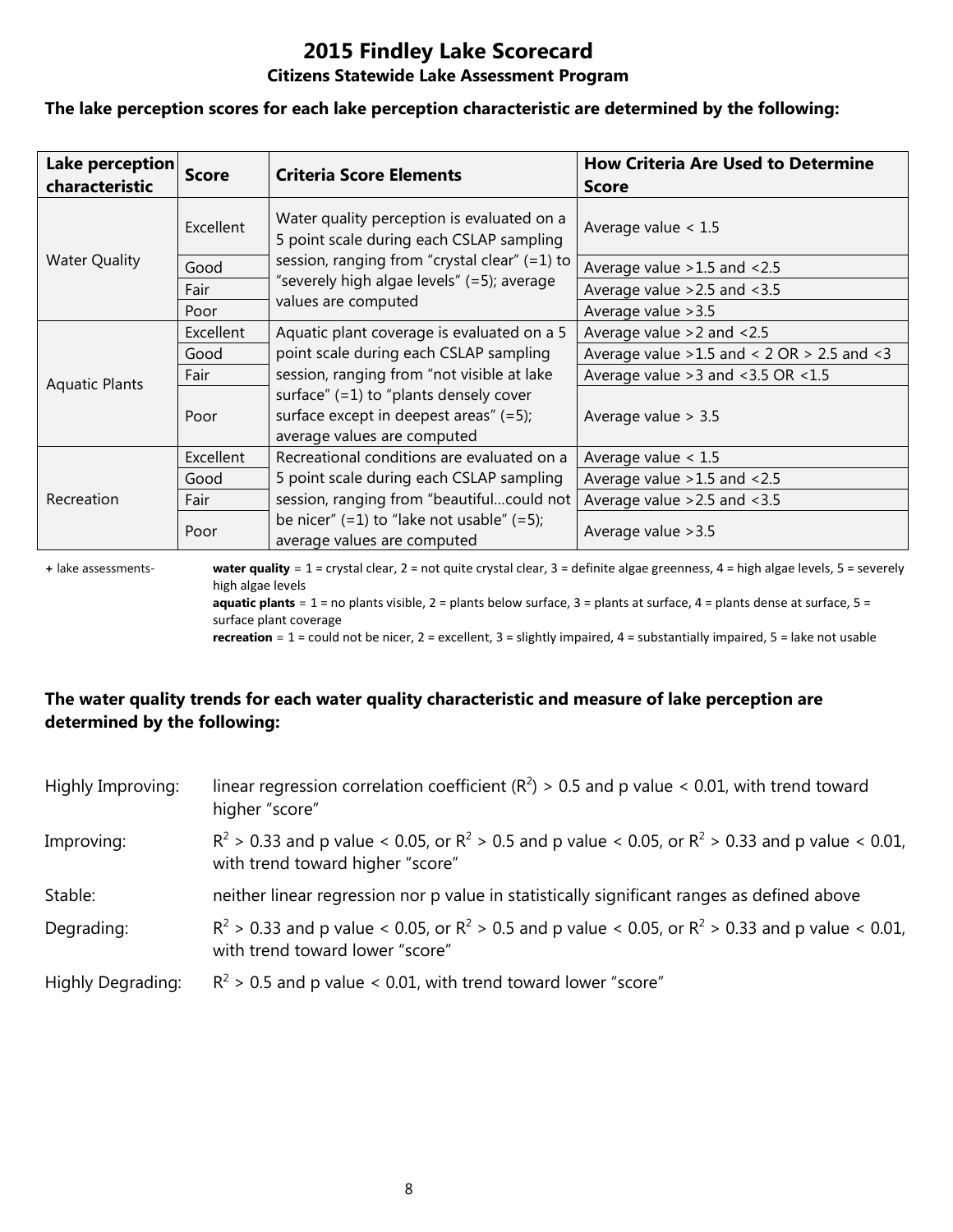# 2015 Findley Lake Scorecard

## Citizens Statewide Lake Assessment Program

**The lake perception scores for each lake perception characteristic are determined by the following:**

| Lake perception characteristic | Score | Criteria Score Elements | How Criteria Are Used to Determine Score |
|---|---|---|---|
| Water Quality | Excellent | Water quality perception is evaluated on a 5 point scale during each CSLAP sampling session, ranging from "crystal clear" (=1) to "severely high algae levels" (=5); average values are computed | Average value < 1.5 |
| | Good | | Average value >1.5 and <2.5 |
| | Fair | | Average value >2.5 and <3.5 |
| | Poor | | Average value >3.5 |
| Aquatic Plants | Excellent | Aquatic plant coverage is evaluated on a 5 point scale during each CSLAP sampling session, ranging from "not visible at lake surface" (=1) to "plants densely cover surface except in deepest areas" (=5); average values are computed | Average value >2 and <2.5 |
| | Good | | Average value >1.5 and < 2 OR > 2.5 and <3 |
| | Fair | | Average value >3 and <3.5 OR <1.5 |
| | Poor | | Average value > 3.5 |
| Recreation | Excellent | Recreational conditions are evaluated on a 5 point scale during each CSLAP sampling session, ranging from "beautiful…could not be nicer" (=1) to "lake not usable" (=5); average values are computed | Average value < 1.5 |
| | Good | | Average value >1.5 and <2.5 |
| | Fair | | Average value >2.5 and <3.5 |
| | Poor | | Average value >3.5 |

+ lake assessments- **water quality** = 1 = crystal clear, 2 = not quite crystal clear, 3 = definite algae greenness, 4 = high algae levels, 5 = severely high algae levels
**aquatic plants** = 1 = no plants visible, 2 = plants below surface, 3 = plants at surface, 4 = plants dense at surface, 5 = surface plant coverage
**recreation** = 1 = could not be nicer, 2 = excellent, 3 = slightly impaired, 4 = substantially impaired, 5 = lake not usable

**The water quality trends for each water quality characteristic and measure of lake perception are determined by the following:**

Highly Improving: linear regression correlation coefficient ($R^2$) > 0.5 and p value < 0.01, with trend toward higher "score"

Improving: $R^2$ > 0.33 and p value < 0.05, or $R^2$ > 0.5 and p value < 0.05, or $R^2$ > 0.33 and p value < 0.01, with trend toward higher "score"

Stable: neither linear regression nor p value in statistically significant ranges as defined above

Degrading: $R^2$ > 0.33 and p value < 0.05, or $R^2$ > 0.5 and p value < 0.05, or $R^2$ > 0.33 and p value < 0.01, with trend toward lower "score"

Highly Degrading: $R^2$ > 0.5 and p value < 0.01, with trend toward lower "score"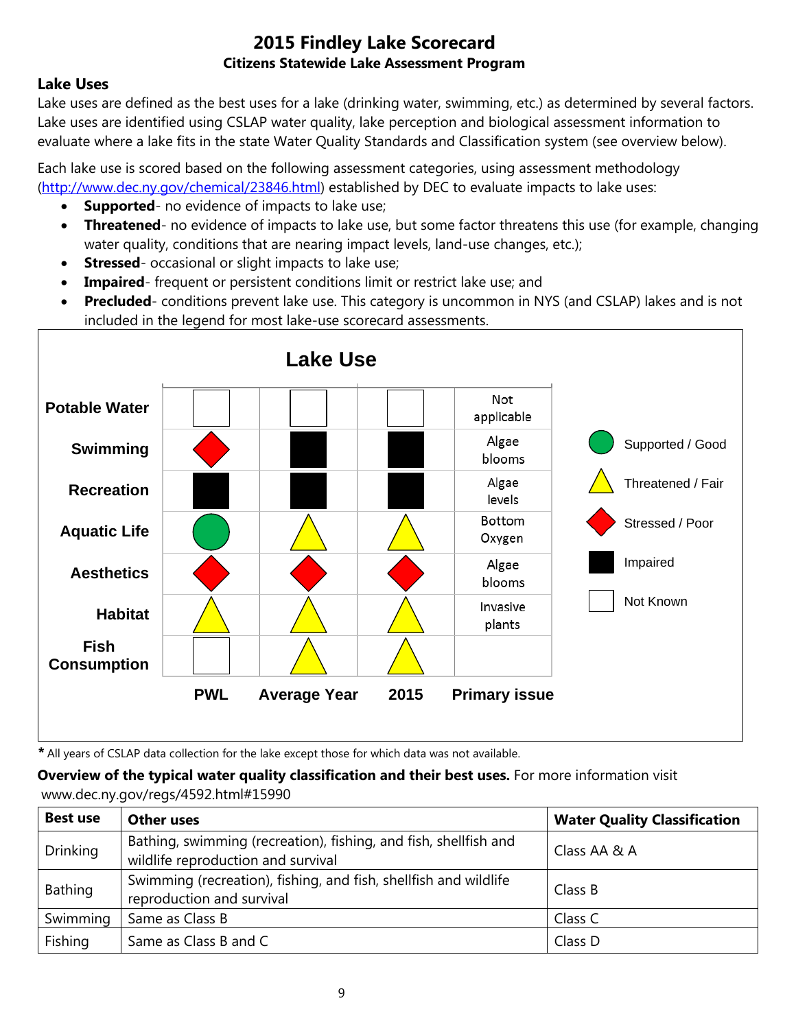# 2015 Findley Lake Scorecard

**Citizens Statewide Lake Assessment Program**

## Lake Uses

Lake uses are defined as the best uses for a lake (drinking water, swimming, etc.) as determined by several factors. Lake uses are identified using CSLAP water quality, lake perception and biological assessment information to evaluate where a lake fits in the state Water Quality Standards and Classification system (see overview below).

Each lake use is scored based on the following assessment categories, using assessment methodology (http://www.dec.ny.gov/chemical/23846.html) established by DEC to evaluate impacts to lake uses:

- **Supported**- no evidence of impacts to lake use;
- **Threatened**- no evidence of impacts to lake use, but some factor threatens this use (for example, changing water quality, conditions that are nearing impact levels, land-use changes, etc.);
- **Stressed**- occasional or slight impacts to lake use;
- **Impaired**- frequent or persistent conditions limit or restrict lake use; and
- **Precluded**- conditions prevent lake use. This category is uncommon in NYS (and CSLAP) lakes and is not included in the legend for most lake-use scorecard assessments.

**Lake Use**

| | PWL | Average Year | 2015 | Primary issue |
|---|---|---|---|---|
| Potable Water | Not Known | Not Known | Not Known | Not applicable |
| Swimming | Stressed / Poor | Impaired | Impaired | Algae blooms |
| Recreation | Impaired | Impaired | Impaired | Algae levels |
| Aquatic Life | Supported / Good | Threatened / Fair | Threatened / Fair | Bottom Oxygen |
| Aesthetics | Stressed / Poor | Stressed / Poor | Stressed / Poor | Algae blooms |
| Habitat | Threatened / Fair | Threatened / Fair | Threatened / Fair | Invasive plants |
| Fish Consumption | Not Known | Threatened / Fair | Threatened / Fair | |

Legend: Supported / Good; Threatened / Fair; Stressed / Poor; Impaired; Not Known

* All years of CSLAP data collection for the lake except those for which data was not available.

**Overview of the typical water quality classification and their best uses.** For more information visit www.dec.ny.gov/regs/4592.html#15990

| Best use | Other uses | Water Quality Classification |
|---|---|---|
| Drinking | Bathing, swimming (recreation), fishing, and fish, shellfish and wildlife reproduction and survival | Class AA & A |
| Bathing | Swimming (recreation), fishing, and fish, shellfish and wildlife reproduction and survival | Class B |
| Swimming | Same as Class B | Class C |
| Fishing | Same as Class B and C | Class D |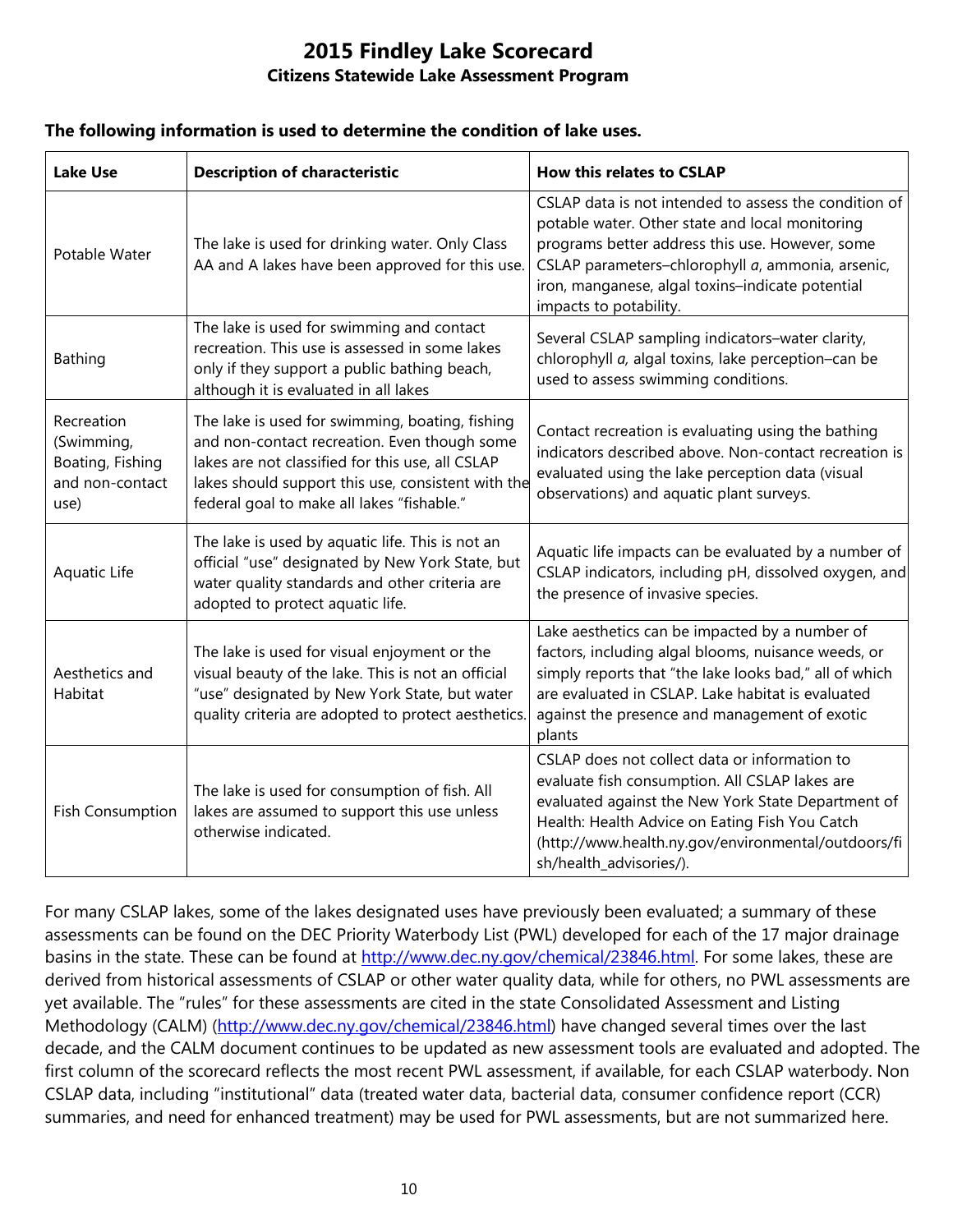# 2015 Findley Lake Scorecard

## Citizens Statewide Lake Assessment Program

**The following information is used to determine the condition of lake uses.**

| Lake Use | Description of characteristic | How this relates to CSLAP |
| --- | --- | --- |
| Potable Water | The lake is used for drinking water. Only Class AA and A lakes have been approved for this use. | CSLAP data is not intended to assess the condition of potable water. Other state and local monitoring programs better address this use. However, some CSLAP parameters–chlorophyll *a*, ammonia, arsenic, iron, manganese, algal toxins–indicate potential impacts to potability. |
| Bathing | The lake is used for swimming and contact recreation. This use is assessed in some lakes only if they support a public bathing beach, although it is evaluated in all lakes | Several CSLAP sampling indicators–water clarity, chlorophyll *a,* algal toxins, lake perception–can be used to assess swimming conditions. |
| Recreation (Swimming, Boating, Fishing and non-contact use) | The lake is used for swimming, boating, fishing and non-contact recreation. Even though some lakes are not classified for this use, all CSLAP lakes should support this use, consistent with the federal goal to make all lakes "fishable." | Contact recreation is evaluating using the bathing indicators described above. Non-contact recreation is evaluated using the lake perception data (visual observations) and aquatic plant surveys. |
| Aquatic Life | The lake is used by aquatic life. This is not an official "use" designated by New York State, but water quality standards and other criteria are adopted to protect aquatic life. | Aquatic life impacts can be evaluated by a number of CSLAP indicators, including pH, dissolved oxygen, and the presence of invasive species. |
| Aesthetics and Habitat | The lake is used for visual enjoyment or the visual beauty of the lake. This is not an official "use" designated by New York State, but water quality criteria are adopted to protect aesthetics. | Lake aesthetics can be impacted by a number of factors, including algal blooms, nuisance weeds, or simply reports that "the lake looks bad," all of which are evaluated in CSLAP. Lake habitat is evaluated against the presence and management of exotic plants |
| Fish Consumption | The lake is used for consumption of fish. All lakes are assumed to support this use unless otherwise indicated. | CSLAP does not collect data or information to evaluate fish consumption. All CSLAP lakes are evaluated against the New York State Department of Health: Health Advice on Eating Fish You Catch (http://www.health.ny.gov/environmental/outdoors/fish/health_advisories/). |

For many CSLAP lakes, some of the lakes designated uses have previously been evaluated; a summary of these assessments can be found on the DEC Priority Waterbody List (PWL) developed for each of the 17 major drainage basins in the state. These can be found at http://www.dec.ny.gov/chemical/23846.html. For some lakes, these are derived from historical assessments of CSLAP or other water quality data, while for others, no PWL assessments are yet available. The "rules" for these assessments are cited in the state Consolidated Assessment and Listing Methodology (CALM) (http://www.dec.ny.gov/chemical/23846.html) have changed several times over the last decade, and the CALM document continues to be updated as new assessment tools are evaluated and adopted. The first column of the scorecard reflects the most recent PWL assessment, if available, for each CSLAP waterbody. Non CSLAP data, including "institutional" data (treated water data, bacterial data, consumer confidence report (CCR) summaries, and need for enhanced treatment) may be used for PWL assessments, but are not summarized here.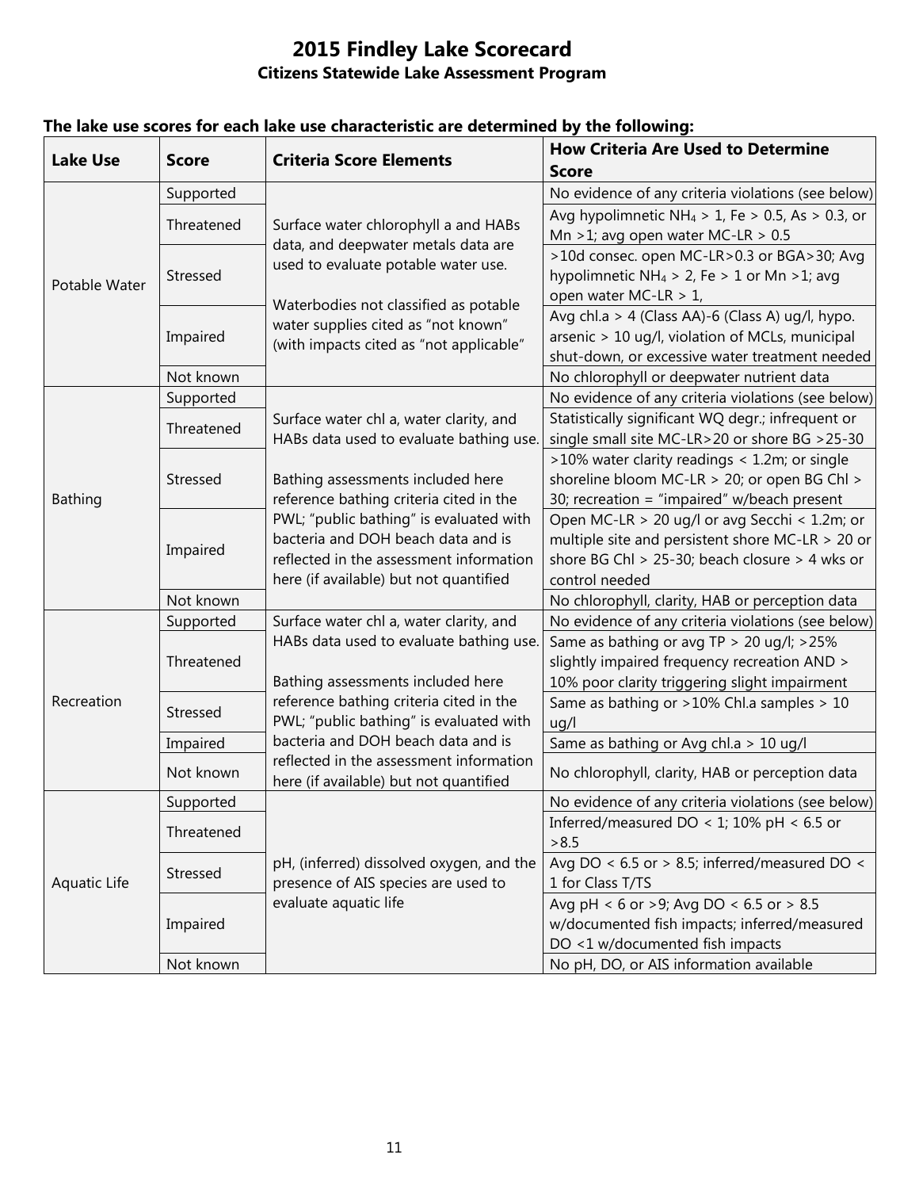# 2015 Findley Lake Scorecard

## Citizens Statewide Lake Assessment Program

**The lake use scores for each lake use characteristic are determined by the following:**

| Lake Use | Score | Criteria Score Elements | How Criteria Are Used to Determine Score |
|---|---|---|---|
| Potable Water | Supported | Surface water chlorophyll a and HABs data, and deepwater metals data are used to evaluate potable water use. Waterbodies not classified as potable water supplies cited as "not known" (with impacts cited as "not applicable" | No evidence of any criteria violations (see below) |
| | Threatened | | Avg hypolimnetic $NH_4$ > 1, Fe > 0.5, As > 0.3, or Mn >1; avg open water MC-LR > 0.5 |
| | Stressed | | >10d consec. open MC-LR>0.3 or BGA>30; Avg hypolimnetic $NH_4$ > 2, Fe > 1 or Mn >1; avg open water MC-LR > 1, |
| | Impaired | | Avg chl.a > 4 (Class AA)-6 (Class A) ug/l, hypo. arsenic > 10 ug/l, violation of MCLs, municipal shut-down, or excessive water treatment needed |
| | Not known | | No chlorophyll or deepwater nutrient data |
| Bathing | Supported | Surface water chl a, water clarity, and HABs data used to evaluate bathing use. Bathing assessments included here reference bathing criteria cited in the PWL; "public bathing" is evaluated with bacteria and DOH beach data and is reflected in the assessment information here (if available) but not quantified | No evidence of any criteria violations (see below) |
| | Threatened | | Statistically significant WQ degr.; infrequent or single small site MC-LR>20 or shore BG >25-30 |
| | Stressed | | >10% water clarity readings < 1.2m; or single shoreline bloom MC-LR > 20; or open BG Chl > 30; recreation = "impaired" w/beach present |
| | Impaired | | Open MC-LR > 20 ug/l or avg Secchi < 1.2m; or multiple site and persistent shore MC-LR > 20 or shore BG Chl > 25-30; beach closure > 4 wks or control needed |
| | Not known | | No chlorophyll, clarity, HAB or perception data |
| Recreation | Supported | Surface water chl a, water clarity, and HABs data used to evaluate bathing use. Bathing assessments included here reference bathing criteria cited in the PWL; "public bathing" is evaluated with bacteria and DOH beach data and is reflected in the assessment information here (if available) but not quantified | No evidence of any criteria violations (see below) |
| | Threatened | | Same as bathing or avg TP > 20 ug/l; >25% slightly impaired frequency recreation AND > 10% poor clarity triggering slight impairment |
| | Stressed | | Same as bathing or >10% Chl.a samples > 10 ug/l |
| | Impaired | | Same as bathing or Avg chl.a > 10 ug/l |
| | Not known | | No chlorophyll, clarity, HAB or perception data |
| Aquatic Life | Supported | pH, (inferred) dissolved oxygen, and the presence of AIS species are used to evaluate aquatic life | No evidence of any criteria violations (see below) |
| | Threatened | | Inferred/measured DO < 1; 10% pH < 6.5 or >8.5 |
| | Stressed | | Avg DO < 6.5 or > 8.5; inferred/measured DO < 1 for Class T/TS |
| | Impaired | | Avg pH < 6 or >9; Avg DO < 6.5 or > 8.5 w/documented fish impacts; inferred/measured DO <1 w/documented fish impacts |
| | Not known | | No pH, DO, or AIS information available |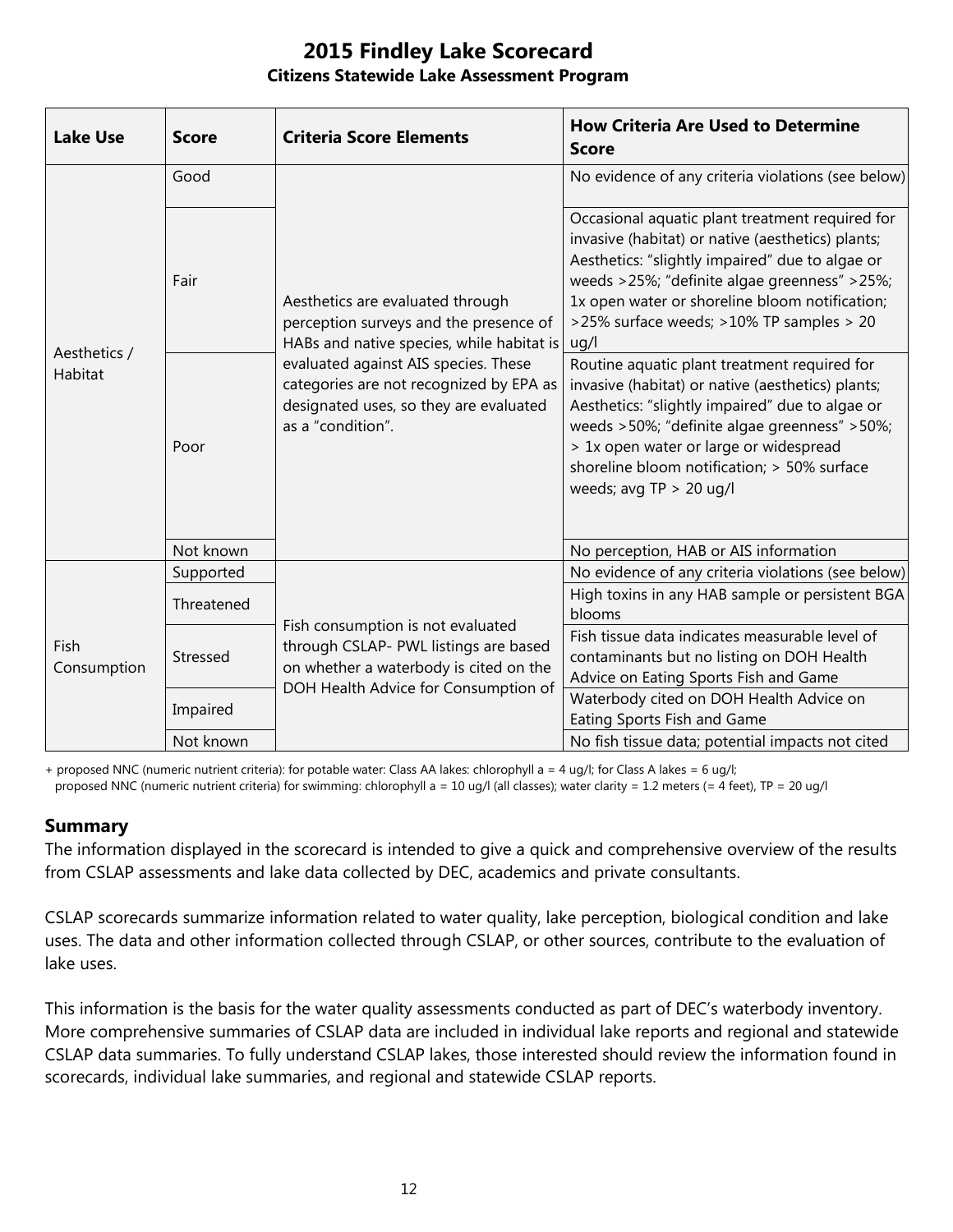# 2015 Findley Lake Scorecard

**Citizens Statewide Lake Assessment Program**

| Lake Use | Score | Criteria Score Elements | How Criteria Are Used to Determine Score |
|---|---|---|---|
| Aesthetics / Habitat | Good | Aesthetics are evaluated through perception surveys and the presence of HABs and native species, while habitat is evaluated against AIS species. These categories are not recognized by EPA as designated uses, so they are evaluated as a "condition". | No evidence of any criteria violations (see below) |
| | Fair | | Occasional aquatic plant treatment required for invasive (habitat) or native (aesthetics) plants; Aesthetics: "slightly impaired" due to algae or weeds >25%; "definite algae greenness" >25%; 1x open water or shoreline bloom notification; >25% surface weeds; >10% TP samples > 20 ug/l |
| | Poor | | Routine aquatic plant treatment required for invasive (habitat) or native (aesthetics) plants; Aesthetics: "slightly impaired" due to algae or weeds >50%; "definite algae greenness" >50%; > 1x open water or large or widespread shoreline bloom notification; > 50% surface weeds; avg TP > 20 ug/l |
| | Not known | | No perception, HAB or AIS information |
| Fish Consumption | Supported | Fish consumption is not evaluated through CSLAP- PWL listings are based on whether a waterbody is cited on the DOH Health Advice for Consumption of | No evidence of any criteria violations (see below) |
| | Threatened | | High toxins in any HAB sample or persistent BGA blooms |
| | Stressed | | Fish tissue data indicates measurable level of contaminants but no listing on DOH Health Advice on Eating Sports Fish and Game |
| | Impaired | | Waterbody cited on DOH Health Advice on Eating Sports Fish and Game |
| | Not known | | No fish tissue data; potential impacts not cited |

+ proposed NNC (numeric nutrient criteria): for potable water: Class AA lakes: chlorophyll a = 4 ug/l; for Class A lakes = 6 ug/l;
proposed NNC (numeric nutrient criteria) for swimming: chlorophyll a = 10 ug/l (all classes); water clarity = 1.2 meters (= 4 feet), TP = 20 ug/l

## Summary

The information displayed in the scorecard is intended to give a quick and comprehensive overview of the results from CSLAP assessments and lake data collected by DEC, academics and private consultants.

CSLAP scorecards summarize information related to water quality, lake perception, biological condition and lake uses. The data and other information collected through CSLAP, or other sources, contribute to the evaluation of lake uses.

This information is the basis for the water quality assessments conducted as part of DEC's waterbody inventory. More comprehensive summaries of CSLAP data are included in individual lake reports and regional and statewide CSLAP data summaries. To fully understand CSLAP lakes, those interested should review the information found in scorecards, individual lake summaries, and regional and statewide CSLAP reports.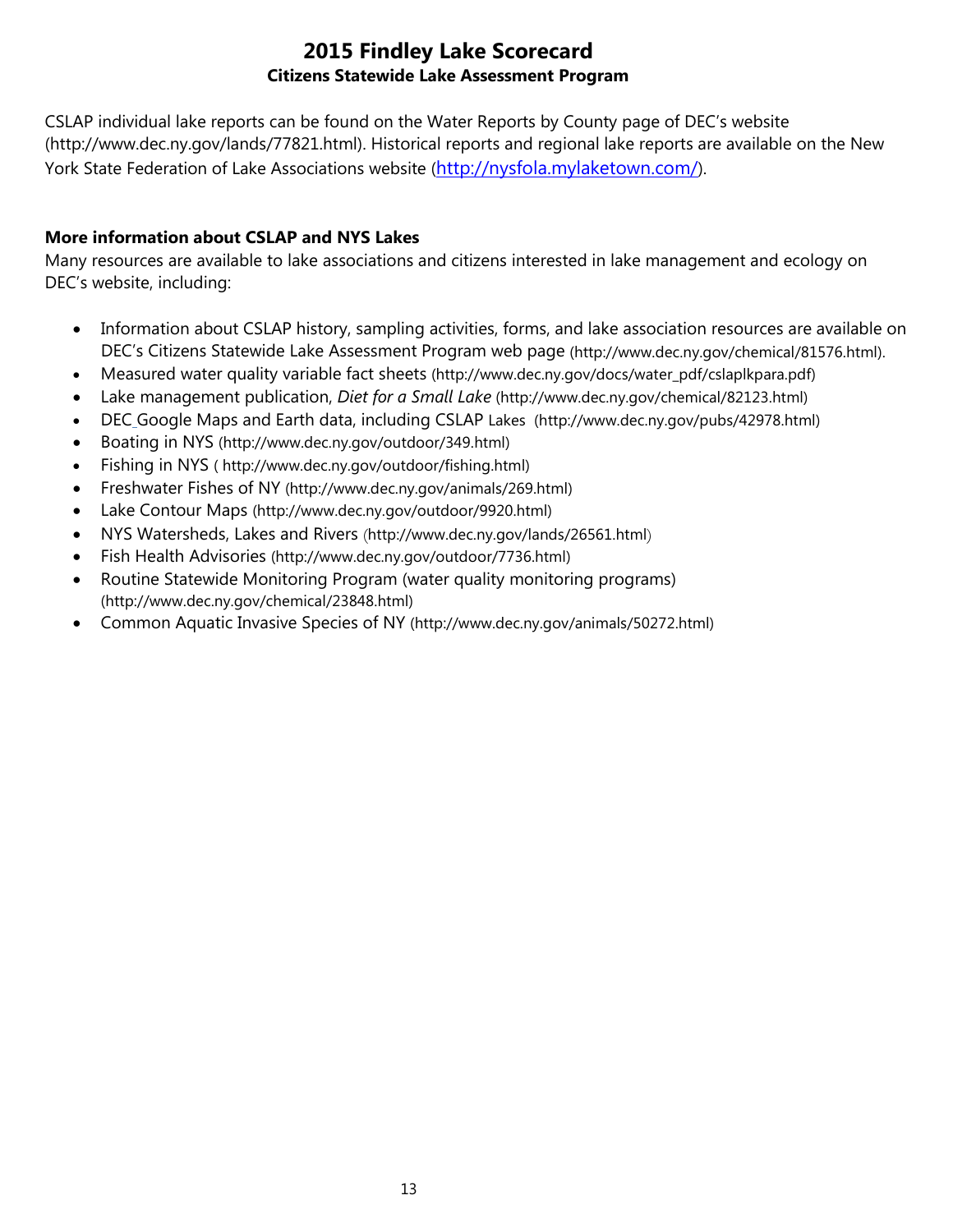# 2015 Findley Lake Scorecard

**Citizens Statewide Lake Assessment Program**

CSLAP individual lake reports can be found on the Water Reports by County page of DEC's website (http://www.dec.ny.gov/lands/77821.html). Historical reports and regional lake reports are available on the New York State Federation of Lake Associations website (http://nysfola.mylaketown.com/).

**More information about CSLAP and NYS Lakes**

Many resources are available to lake associations and citizens interested in lake management and ecology on DEC's website, including:

- Information about CSLAP history, sampling activities, forms, and lake association resources are available on DEC's Citizens Statewide Lake Assessment Program web page (http://www.dec.ny.gov/chemical/81576.html).
- Measured water quality variable fact sheets (http://www.dec.ny.gov/docs/water_pdf/cslaplkpara.pdf)
- Lake management publication, *Diet for a Small Lake* (http://www.dec.ny.gov/chemical/82123.html)
- DEC Google Maps and Earth data, including CSLAP Lakes (http://www.dec.ny.gov/pubs/42978.html)
- Boating in NYS (http://www.dec.ny.gov/outdoor/349.html)
- Fishing in NYS ( http://www.dec.ny.gov/outdoor/fishing.html)
- Freshwater Fishes of NY (http://www.dec.ny.gov/animals/269.html)
- Lake Contour Maps (http://www.dec.ny.gov/outdoor/9920.html)
- NYS Watersheds, Lakes and Rivers (http://www.dec.ny.gov/lands/26561.html)
- Fish Health Advisories (http://www.dec.ny.gov/outdoor/7736.html)
- Routine Statewide Monitoring Program (water quality monitoring programs) (http://www.dec.ny.gov/chemical/23848.html)
- Common Aquatic Invasive Species of NY (http://www.dec.ny.gov/animals/50272.html)